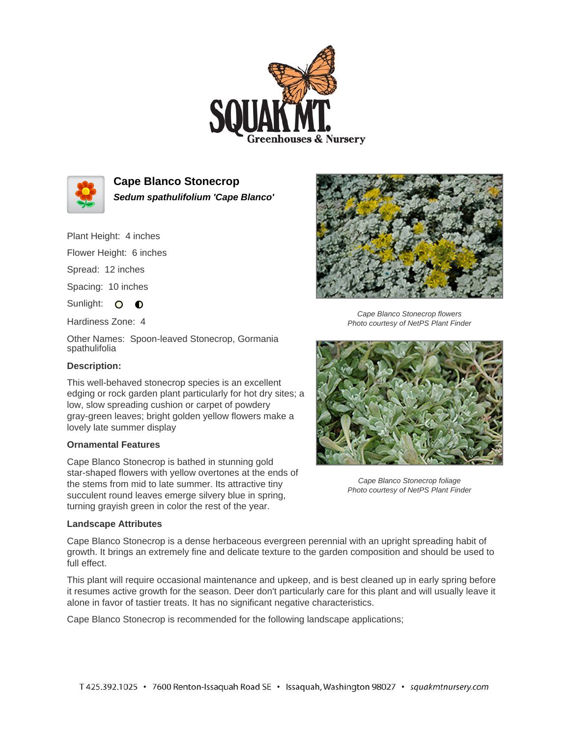# Squak Mt. Greenhouses & Nursery

## Cape Blanco Stonecrop

***Sedum spathulifolium 'Cape Blanco'***

Plant Height: 4 inches

Flower Height: 6 inches

Spread: 12 inches

Spacing: 10 inches

Sunlight: ○ ◐

Hardiness Zone: 4

Other Names: Spoon-leaved Stonecrop, Gormania spathulifolia

### Description:

This well-behaved stonecrop species is an excellent edging or rock garden plant particularly for hot dry sites; a low, slow spreading cushion or carpet of powdery gray-green leaves; bright golden yellow flowers make a lovely late summer display

### Ornamental Features

Cape Blanco Stonecrop is bathed in stunning gold star-shaped flowers with yellow overtones at the ends of the stems from mid to late summer. Its attractive tiny succulent round leaves emerge silvery blue in spring, turning grayish green in color the rest of the year.

*Cape Blanco Stonecrop flowers*
*Photo courtesy of NetPS Plant Finder*

*Cape Blanco Stonecrop foliage*
*Photo courtesy of NetPS Plant Finder*

### Landscape Attributes

Cape Blanco Stonecrop is a dense herbaceous evergreen perennial with an upright spreading habit of growth. It brings an extremely fine and delicate texture to the garden composition and should be used to full effect.

This plant will require occasional maintenance and upkeep, and is best cleaned up in early spring before it resumes active growth for the season. Deer don't particularly care for this plant and will usually leave it alone in favor of tastier treats. It has no significant negative characteristics.

Cape Blanco Stonecrop is recommended for the following landscape applications;

T 425.392.1025 • 7600 Renton-Issaquah Road SE • Issaquah, Washington 98027 • squakmtnursery.com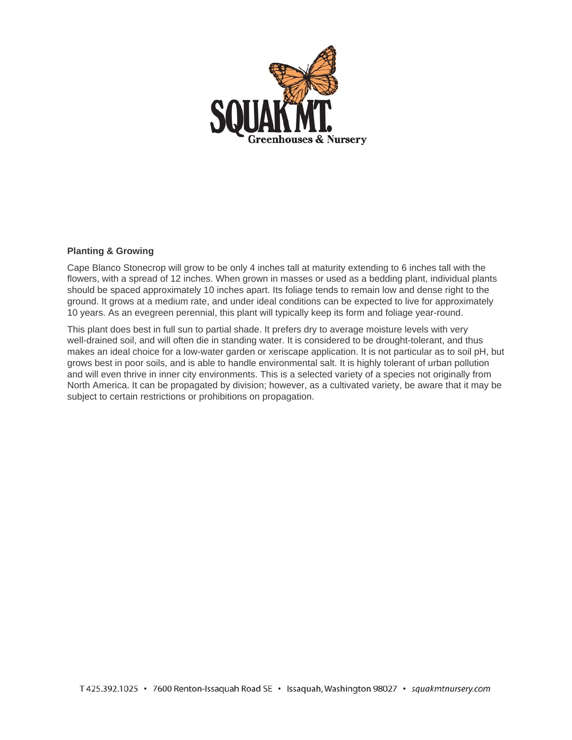**Planting & Growing**

Cape Blanco Stonecrop will grow to be only 4 inches tall at maturity extending to 6 inches tall with the flowers, with a spread of 12 inches. When grown in masses or used as a bedding plant, individual plants should be spaced approximately 10 inches apart. Its foliage tends to remain low and dense right to the ground. It grows at a medium rate, and under ideal conditions can be expected to live for approximately 10 years. As an evegreen perennial, this plant will typically keep its form and foliage year-round.

This plant does best in full sun to partial shade. It prefers dry to average moisture levels with very well-drained soil, and will often die in standing water. It is considered to be drought-tolerant, and thus makes an ideal choice for a low-water garden or xeriscape application. It is not particular as to soil pH, but grows best in poor soils, and is able to handle environmental salt. It is highly tolerant of urban pollution and will even thrive in inner city environments. This is a selected variety of a species not originally from North America. It can be propagated by division; however, as a cultivated variety, be aware that it may be subject to certain restrictions or prohibitions on propagation.